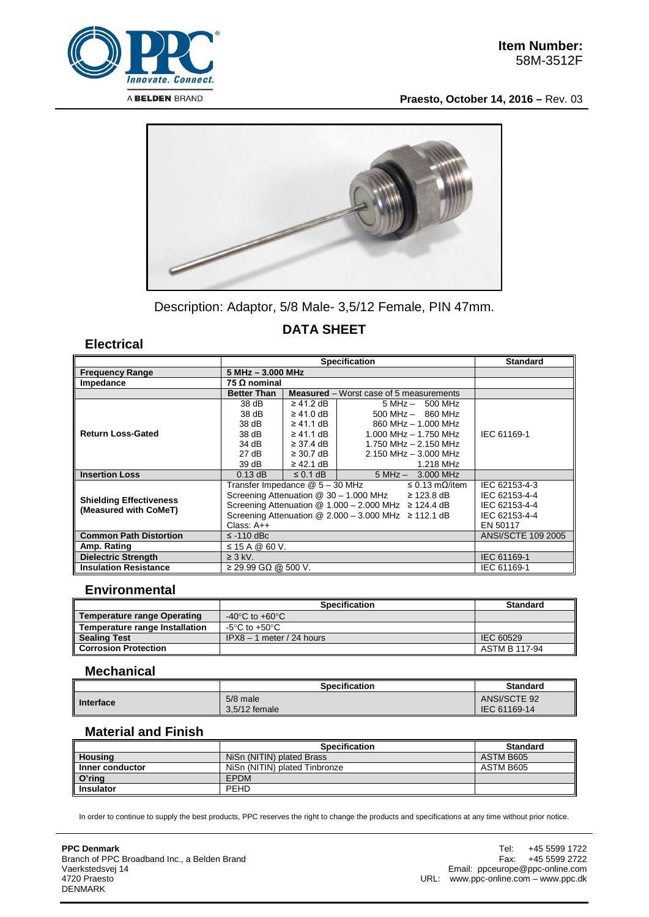**Item Number:**
58M-3512F

**Praesto, October 14, 2016 –** Rev. 03

Description: Adaptor, 5/8 Male- 3,5/12 Female, PIN 47mm.

## DATA SHEET

### Electrical

| | Specification | | | Standard |
|---|---|---|---|---|
| **Frequency Range** | **5 MHz – 3.000 MHz** | | | |
| **Impedance** | **75 Ω nominal** | | | |
| | **Better Than** | **Measured** – Worst case of 5 measurements | | |
| **Return Loss-Gated** | 38 dB | ≥ 41.2 dB | 5 MHz – 500 MHz | IEC 61169-1 |
| | 38 dB | ≥ 41.0 dB | 500 MHz – 860 MHz | |
| | 38 dB | ≥ 41.1 dB | 860 MHz – 1.000 MHz | |
| | 38 dB | ≥ 41.1 dB | 1.000 MHz – 1.750 MHz | |
| | 34 dB | ≥ 37.4 dB | 1.750 MHz – 2.150 MHz | |
| | 27 dB | ≥ 30.7 dB | 2.150 MHz – 3.000 MHz | |
| | 39 dB | ≥ 42.1 dB | 1.218 MHz | |
| **Insertion Loss** | 0.13 dB | ≤ 0.1 dB | 5 MHz – 3.000 MHz | |
| **Shielding Effectiveness (Measured with CoMeT)** | Transfer Impedance @ 5 – 30 MHz ≤ 0.13 mΩ/item | | | IEC 62153-4-3 |
| | Screening Attenuation @ 30 – 1.000 MHz ≥ 123.8 dB | | | IEC 62153-4-4 |
| | Screening Attenuation @ 1.000 – 2.000 MHz ≥ 124.4 dB | | | IEC 62153-4-4 |
| | Screening Attenuation @ 2.000 – 3.000 MHz ≥ 112.1 dB | | | IEC 62153-4-4 |
| | Class: A++ | | | EN 50117 |
| **Common Path Distortion** | ≤ -110 dBc | | | ANSI/SCTE 109 2005 |
| **Amp. Rating** | ≤ 15 A @ 60 V. | | | |
| **Dielectric Strength** | ≥ 3 kV. | | | IEC 61169-1 |
| **Insulation Resistance** | ≥ 29.99 GΩ @ 500 V. | | | IEC 61169-1 |

### Environmental

| | Specification | Standard |
|---|---|---|
| **Temperature range Operating** | -40°C to +60°C | |
| **Temperature range Installation** | -5°C to +50°C | |
| **Sealing Test** | IPX8 – 1 meter / 24 hours | IEC 60529 |
| **Corrosion Protection** | | ASTM B 117-94 |

### Mechanical

| | Specification | Standard |
|---|---|---|
| **Interface** | 5/8 male<br>3,5/12 female | ANSI/SCTE 92<br>IEC 61169-14 |

### Material and Finish

| | Specification | Standard |
|---|---|---|
| **Housing** | NiSn (NITIN) plated Brass | ASTM B605 |
| **Inner conductor** | NiSn (NITIN) plated Tinbronze | ASTM B605 |
| **O'ring** | EPDM | |
| **Insulator** | PEHD | |

In order to continue to supply the best products, PPC reserves the right to change the products and specifications at any time without prior notice.

**PPC Denmark**
Branch of PPC Broadband Inc., a Belden Brand
Vaerkstedsvej 14
4720 Praesto
DENMARK

Tel: +45 5599 1722
Fax: +45 5599 2722
Email: ppceurope@ppc-online.com
URL: www.ppc-online.com – www.ppc.dk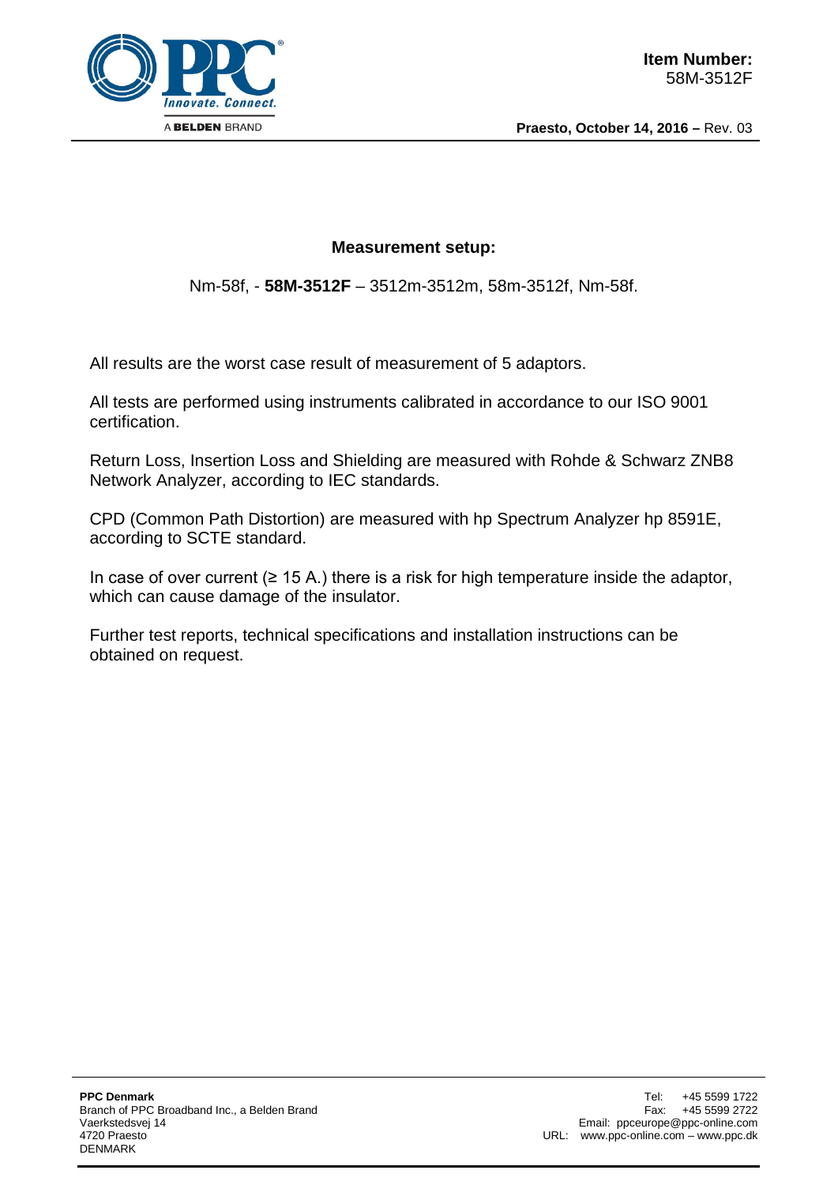**Measurement setup:**

Nm-58f, - **58M-3512F** – 3512m-3512m, 58m-3512f, Nm-58f.

All results are the worst case result of measurement of 5 adaptors.

All tests are performed using instruments calibrated in accordance to our ISO 9001 certification.

Return Loss, Insertion Loss and Shielding are measured with Rohde & Schwarz ZNB8 Network Analyzer, according to IEC standards.

CPD (Common Path Distortion) are measured with hp Spectrum Analyzer hp 8591E, according to SCTE standard.

In case of over current (≥ 15 A.) there is a risk for high temperature inside the adaptor, which can cause damage of the insulator.

Further test reports, technical specifications and installation instructions can be obtained on request.